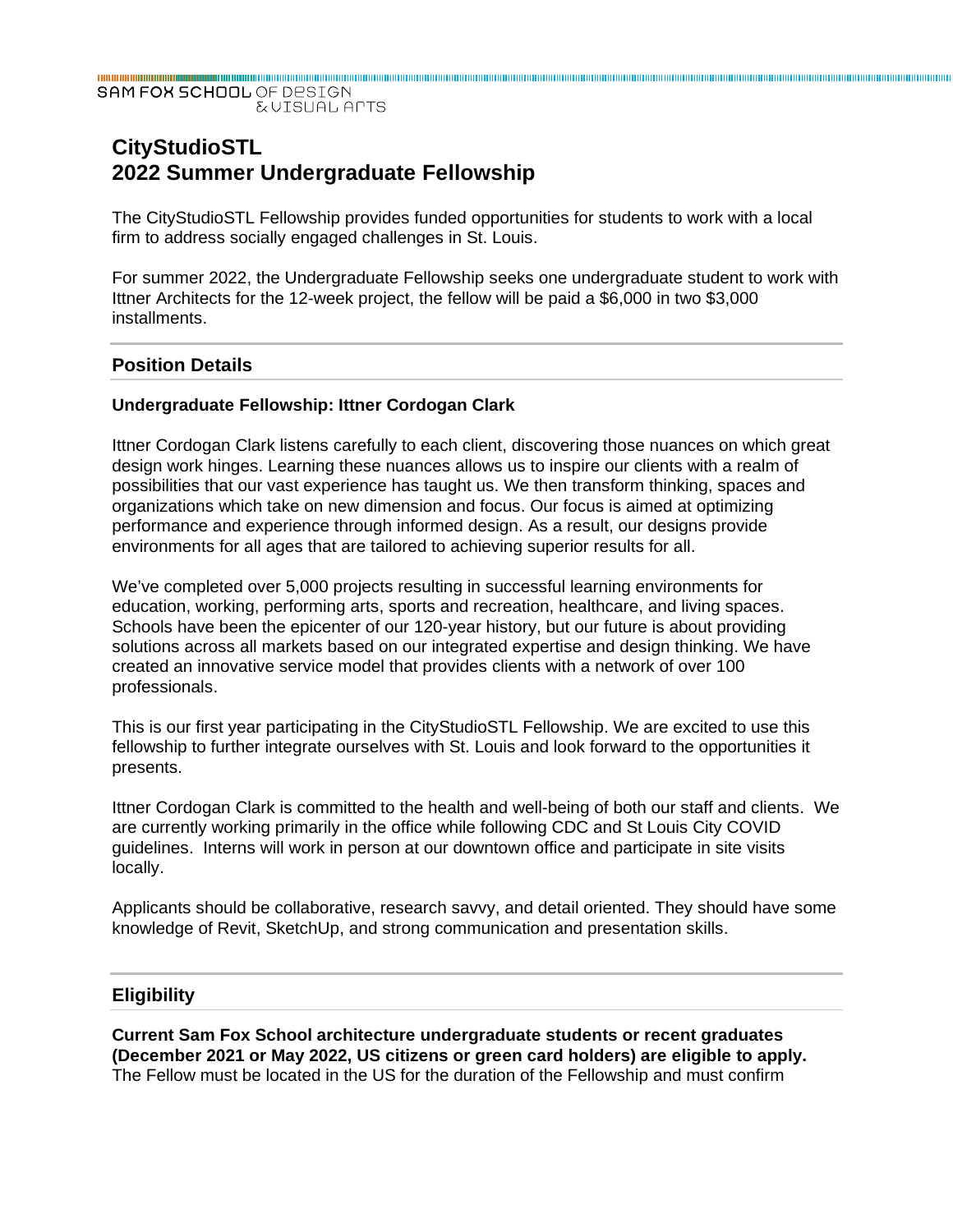# CityStudioSTL
# 2022 Summer Undergraduate Fellowship

The CityStudioSTL Fellowship provides funded opportunities for students to work with a local firm to address socially engaged challenges in St. Louis.

For summer 2022, the Undergraduate Fellowship seeks one undergraduate student to work with Ittner Architects for the 12-week project, the fellow will be paid a $6,000 in two $3,000 installments.

## Position Details

### Undergraduate Fellowship: Ittner Cordogan Clark

Ittner Cordogan Clark listens carefully to each client, discovering those nuances on which great design work hinges. Learning these nuances allows us to inspire our clients with a realm of possibilities that our vast experience has taught us. We then transform thinking, spaces and organizations which take on new dimension and focus. Our focus is aimed at optimizing performance and experience through informed design. As a result, our designs provide environments for all ages that are tailored to achieving superior results for all.

We've completed over 5,000 projects resulting in successful learning environments for education, working, performing arts, sports and recreation, healthcare, and living spaces. Schools have been the epicenter of our 120-year history, but our future is about providing solutions across all markets based on our integrated expertise and design thinking. We have created an innovative service model that provides clients with a network of over 100 professionals.

This is our first year participating in the CityStudioSTL Fellowship. We are excited to use this fellowship to further integrate ourselves with St. Louis and look forward to the opportunities it presents.

Ittner Cordogan Clark is committed to the health and well-being of both our staff and clients. We are currently working primarily in the office while following CDC and St Louis City COVID guidelines. Interns will work in person at our downtown office and participate in site visits locally.

Applicants should be collaborative, research savvy, and detail oriented. They should have some knowledge of Revit, SketchUp, and strong communication and presentation skills.

## Eligibility

**Current Sam Fox School architecture undergraduate students or recent graduates (December 2021 or May 2022, US citizens or green card holders) are eligible to apply.** The Fellow must be located in the US for the duration of the Fellowship and must confirm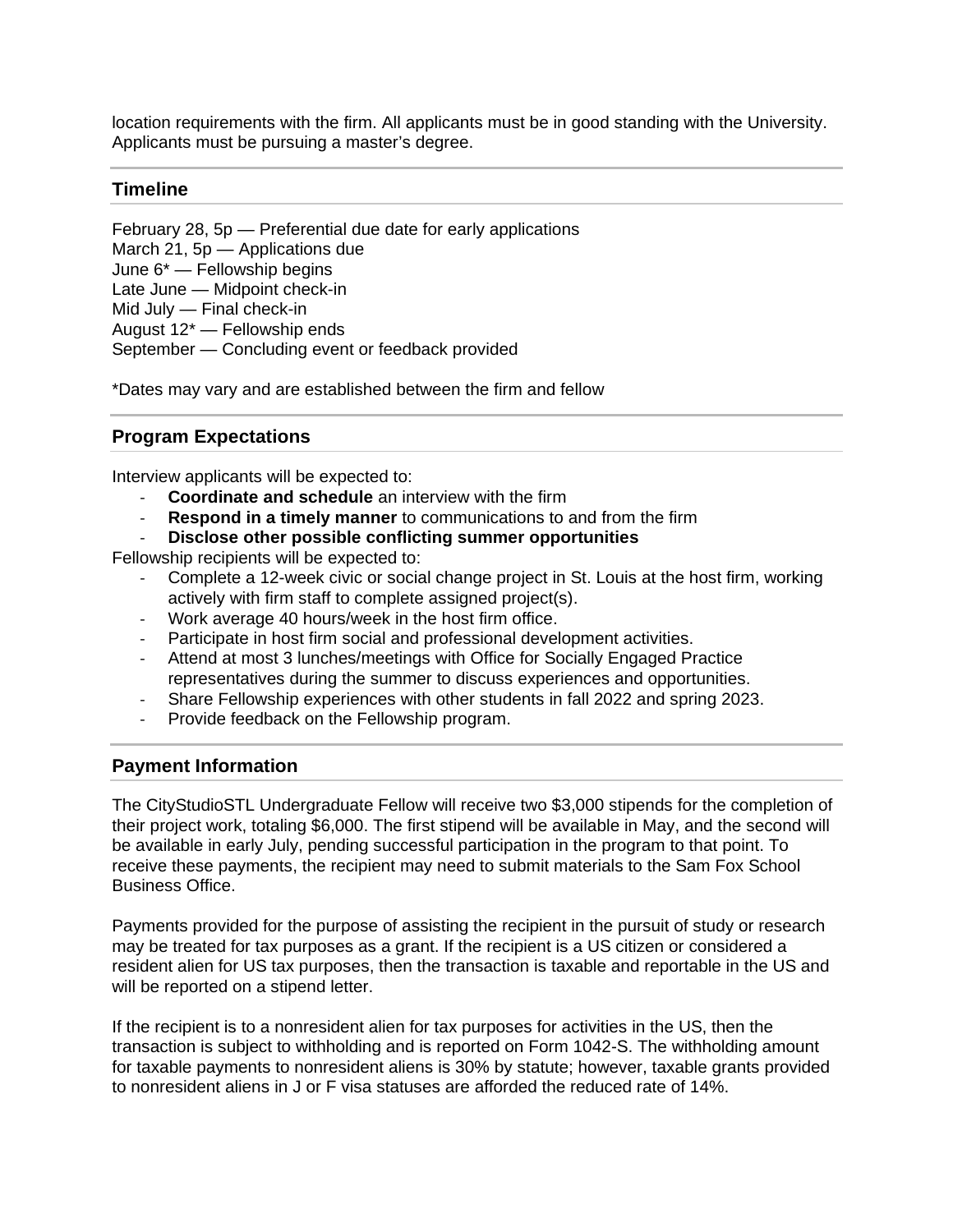location requirements with the firm. All applicants must be in good standing with the University. Applicants must be pursuing a master's degree.

## Timeline

February 28, 5p — Preferential due date for early applications
March 21, 5p — Applications due
June 6* — Fellowship begins
Late June — Midpoint check-in
Mid July — Final check-in
August 12* — Fellowship ends
September — Concluding event or feedback provided

*Dates may vary and are established between the firm and fellow

## Program Expectations

Interview applicants will be expected to:

- **Coordinate and schedule** an interview with the firm
- **Respond in a timely manner** to communications to and from the firm
- **Disclose other possible conflicting summer opportunities**

Fellowship recipients will be expected to:

- Complete a 12-week civic or social change project in St. Louis at the host firm, working actively with firm staff to complete assigned project(s).
- Work average 40 hours/week in the host firm office.
- Participate in host firm social and professional development activities.
- Attend at most 3 lunches/meetings with Office for Socially Engaged Practice representatives during the summer to discuss experiences and opportunities.
- Share Fellowship experiences with other students in fall 2022 and spring 2023.
- Provide feedback on the Fellowship program.

## Payment Information

The CityStudioSTL Undergraduate Fellow will receive two $3,000 stipends for the completion of their project work, totaling $6,000. The first stipend will be available in May, and the second will be available in early July, pending successful participation in the program to that point. To receive these payments, the recipient may need to submit materials to the Sam Fox School Business Office.

Payments provided for the purpose of assisting the recipient in the pursuit of study or research may be treated for tax purposes as a grant. If the recipient is a US citizen or considered a resident alien for US tax purposes, then the transaction is taxable and reportable in the US and will be reported on a stipend letter.

If the recipient is to a nonresident alien for tax purposes for activities in the US, then the transaction is subject to withholding and is reported on Form 1042-S. The withholding amount for taxable payments to nonresident aliens is 30% by statute; however, taxable grants provided to nonresident aliens in J or F visa statuses are afforded the reduced rate of 14%.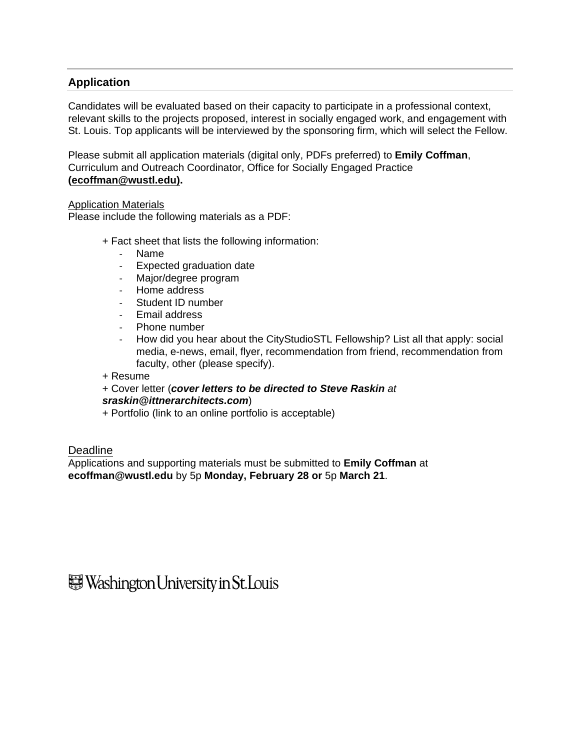## Application

Candidates will be evaluated based on their capacity to participate in a professional context, relevant skills to the projects proposed, interest in socially engaged work, and engagement with St. Louis. Top applicants will be interviewed by the sponsoring firm, which will select the Fellow.

Please submit all application materials (digital only, PDFs preferred) to **Emily Coffman**, Curriculum and Outreach Coordinator, Office for Socially Engaged Practice **(ecoffman@wustl.edu).**

Application Materials

Please include the following materials as a PDF:

+ Fact sheet that lists the following information:
  - Name
  - Expected graduation date
  - Major/degree program
  - Home address
  - Student ID number
  - Email address
  - Phone number
  - How did you hear about the CityStudioSTL Fellowship? List all that apply: social media, e-news, email, flyer, recommendation from friend, recommendation from faculty, other (please specify).

+ Resume

+ Cover letter (***cover letters to be directed to Steve Raskin*** *at* ***sraskin@ittnerarchitects.com***)

+ Portfolio (link to an online portfolio is acceptable)

Deadline

Applications and supporting materials must be submitted to **Emily Coffman** at **ecoffman@wustl.edu** by 5p **Monday, February 28 or** 5p **March 21**.

Washington University in St. Louis